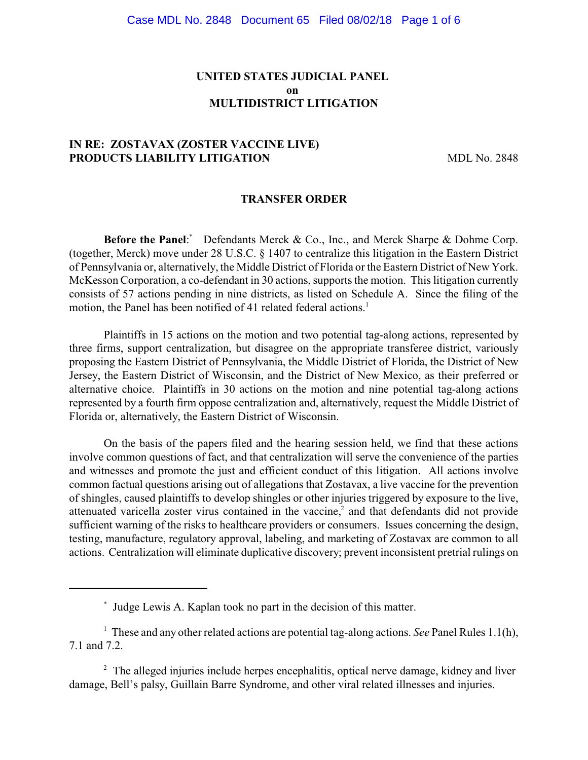**UNITED STATES JUDICIAL PANEL**
**on**
**MULTIDISTRICT LITIGATION**

**IN RE: ZOSTAVAX (ZOSTER VACCINE LIVE) PRODUCTS LIABILITY LITIGATION** — MDL No. 2848

**TRANSFER ORDER**

**Before the Panel**:[*] Defendants Merck & Co., Inc., and Merck Sharpe & Dohme Corp. (together, Merck) move under 28 U.S.C. § 1407 to centralize this litigation in the Eastern District of Pennsylvania or, alternatively, the Middle District of Florida or the Eastern District of New York. McKesson Corporation, a co-defendant in 30 actions, supports the motion. This litigation currently consists of 57 actions pending in nine districts, as listed on Schedule A. Since the filing of the motion, the Panel has been notified of 41 related federal actions.[1]

Plaintiffs in 15 actions on the motion and two potential tag-along actions, represented by three firms, support centralization, but disagree on the appropriate transferee district, variously proposing the Eastern District of Pennsylvania, the Middle District of Florida, the District of New Jersey, the Eastern District of Wisconsin, and the District of New Mexico, as their preferred or alternative choice. Plaintiffs in 30 actions on the motion and nine potential tag-along actions represented by a fourth firm oppose centralization and, alternatively, request the Middle District of Florida or, alternatively, the Eastern District of Wisconsin.

On the basis of the papers filed and the hearing session held, we find that these actions involve common questions of fact, and that centralization will serve the convenience of the parties and witnesses and promote the just and efficient conduct of this litigation. All actions involve common factual questions arising out of allegations that Zostavax, a live vaccine for the prevention of shingles, caused plaintiffs to develop shingles or other injuries triggered by exposure to the live, attenuated varicella zoster virus contained in the vaccine,[2] and that defendants did not provide sufficient warning of the risks to healthcare providers or consumers. Issues concerning the design, testing, manufacture, regulatory approval, labeling, and marketing of Zostavax are common to all actions. Centralization will eliminate duplicative discovery; prevent inconsistent pretrial rulings on

---

[*] Judge Lewis A. Kaplan took no part in the decision of this matter.

[1] These and any other related actions are potential tag-along actions. *See* Panel Rules 1.1(h), 7.1 and 7.2.

[2] The alleged injuries include herpes encephalitis, optical nerve damage, kidney and liver damage, Bell's palsy, Guillain Barre Syndrome, and other viral related illnesses and injuries.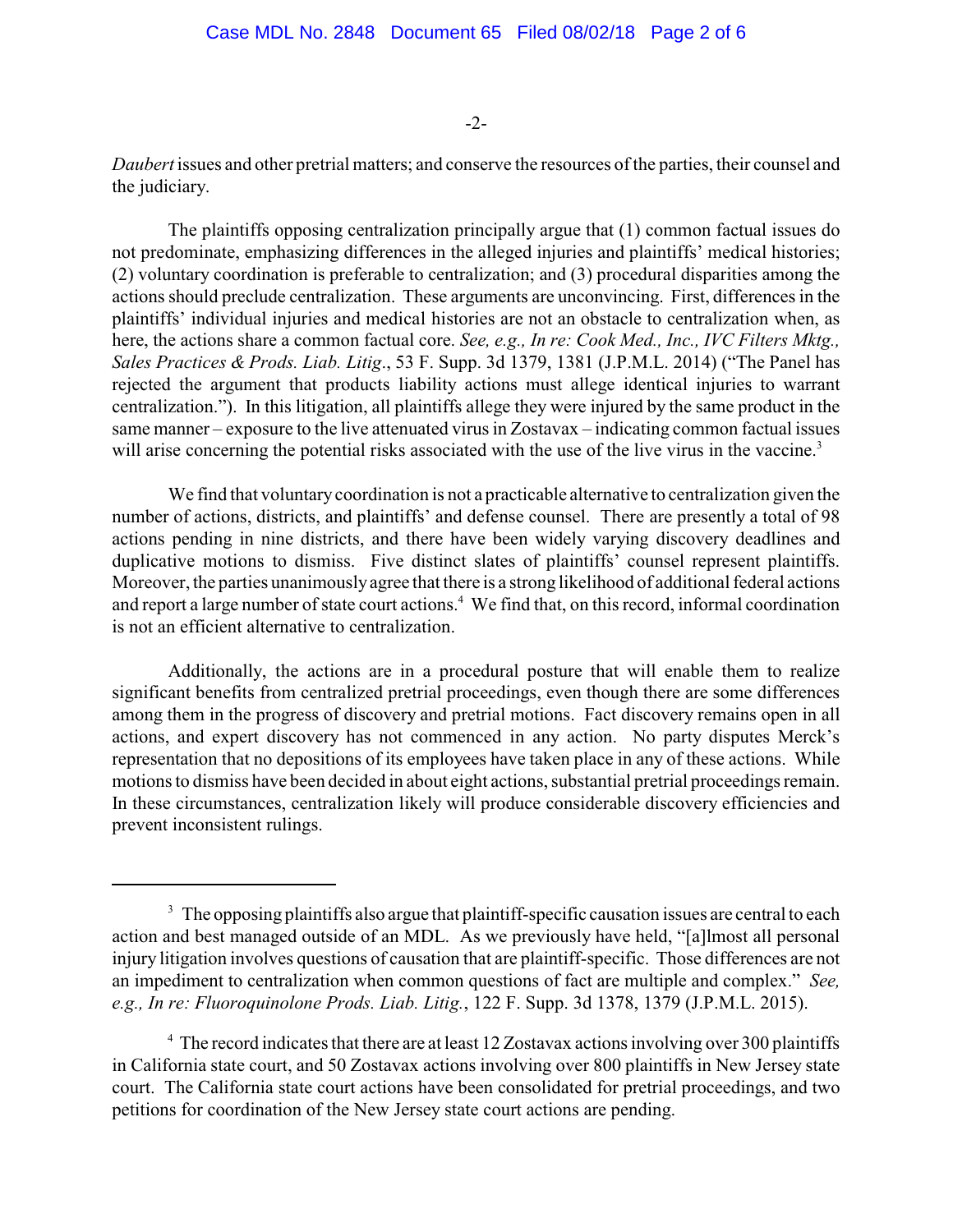*Daubert* issues and other pretrial matters; and conserve the resources of the parties, their counsel and the judiciary.

The plaintiffs opposing centralization principally argue that (1) common factual issues do not predominate, emphasizing differences in the alleged injuries and plaintiffs' medical histories; (2) voluntary coordination is preferable to centralization; and (3) procedural disparities among the actions should preclude centralization. These arguments are unconvincing. First, differences in the plaintiffs' individual injuries and medical histories are not an obstacle to centralization when, as here, the actions share a common factual core. *See, e.g., In re: Cook Med., Inc., IVC Filters Mktg., Sales Practices & Prods. Liab. Litig.*, 53 F. Supp. 3d 1379, 1381 (J.P.M.L. 2014) ("The Panel has rejected the argument that products liability actions must allege identical injuries to warrant centralization."). In this litigation, all plaintiffs allege they were injured by the same product in the same manner – exposure to the live attenuated virus in Zostavax – indicating common factual issues will arise concerning the potential risks associated with the use of the live virus in the vaccine.[3]

We find that voluntary coordination is not a practicable alternative to centralization given the number of actions, districts, and plaintiffs' and defense counsel. There are presently a total of 98 actions pending in nine districts, and there have been widely varying discovery deadlines and duplicative motions to dismiss. Five distinct slates of plaintiffs' counsel represent plaintiffs. Moreover, the parties unanimously agree that there is a strong likelihood of additional federal actions and report a large number of state court actions.[4] We find that, on this record, informal coordination is not an efficient alternative to centralization.

Additionally, the actions are in a procedural posture that will enable them to realize significant benefits from centralized pretrial proceedings, even though there are some differences among them in the progress of discovery and pretrial motions. Fact discovery remains open in all actions, and expert discovery has not commenced in any action. No party disputes Merck's representation that no depositions of its employees have taken place in any of these actions. While motions to dismiss have been decided in about eight actions, substantial pretrial proceedings remain. In these circumstances, centralization likely will produce considerable discovery efficiencies and prevent inconsistent rulings.

---

[3] The opposing plaintiffs also argue that plaintiff-specific causation issues are central to each action and best managed outside of an MDL. As we previously have held, "[a]lmost all personal injury litigation involves questions of causation that are plaintiff-specific. Those differences are not an impediment to centralization when common questions of fact are multiple and complex." *See, e.g., In re: Fluoroquinolone Prods. Liab. Litig.*, 122 F. Supp. 3d 1378, 1379 (J.P.M.L. 2015).

[4] The record indicates that there are at least 12 Zostavax actions involving over 300 plaintiffs in California state court, and 50 Zostavax actions involving over 800 plaintiffs in New Jersey state court. The California state court actions have been consolidated for pretrial proceedings, and two petitions for coordination of the New Jersey state court actions are pending.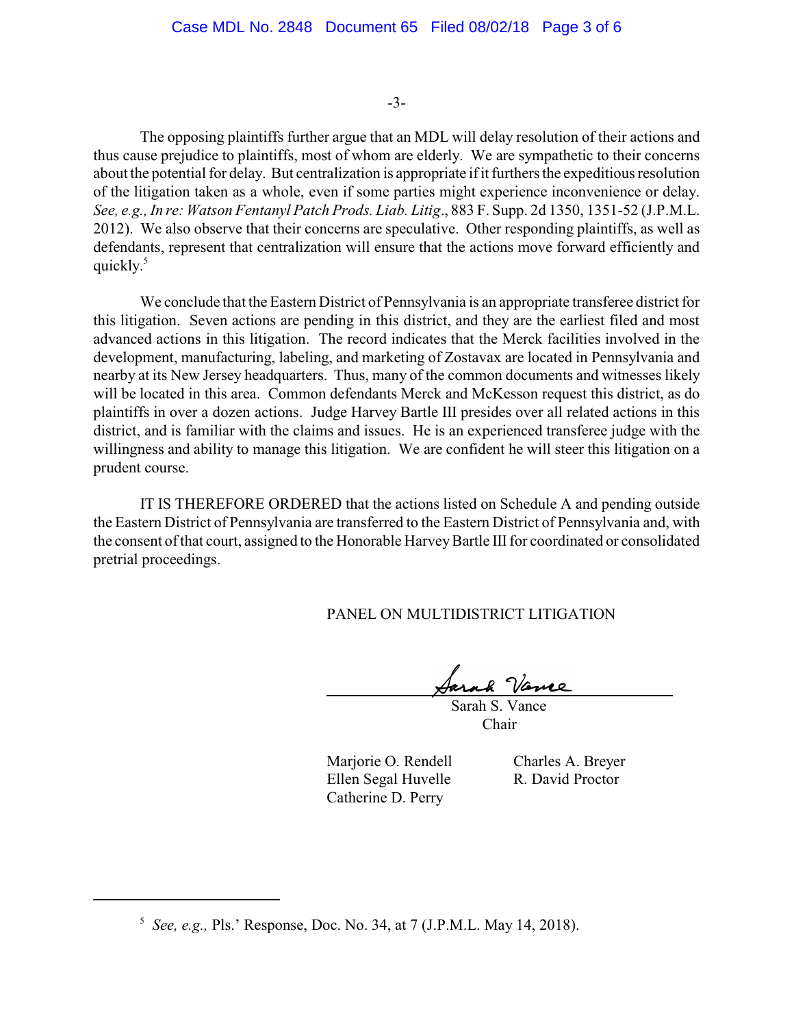The opposing plaintiffs further argue that an MDL will delay resolution of their actions and thus cause prejudice to plaintiffs, most of whom are elderly. We are sympathetic to their concerns about the potential for delay. But centralization is appropriate if it furthers the expeditious resolution of the litigation taken as a whole, even if some parties might experience inconvenience or delay. *See, e.g., In re: Watson Fentanyl Patch Prods. Liab. Litig*., 883 F. Supp. 2d 1350, 1351-52 (J.P.M.L. 2012). We also observe that their concerns are speculative. Other responding plaintiffs, as well as defendants, represent that centralization will ensure that the actions move forward efficiently and quickly.[5]

We conclude that the Eastern District of Pennsylvania is an appropriate transferee district for this litigation. Seven actions are pending in this district, and they are the earliest filed and most advanced actions in this litigation. The record indicates that the Merck facilities involved in the development, manufacturing, labeling, and marketing of Zostavax are located in Pennsylvania and nearby at its New Jersey headquarters. Thus, many of the common documents and witnesses likely will be located in this area. Common defendants Merck and McKesson request this district, as do plaintiffs in over a dozen actions. Judge Harvey Bartle III presides over all related actions in this district, and is familiar with the claims and issues. He is an experienced transferee judge with the willingness and ability to manage this litigation. We are confident he will steer this litigation on a prudent course.

IT IS THEREFORE ORDERED that the actions listed on Schedule A and pending outside the Eastern District of Pennsylvania are transferred to the Eastern District of Pennsylvania and, with the consent of that court, assigned to the Honorable Harvey Bartle III for coordinated or consolidated pretrial proceedings.

PANEL ON MULTIDISTRICT LITIGATION

Sarah S. Vance
Chair

Marjorie O. Rendell
Ellen Segal Huvelle
Catherine D. Perry
Charles A. Breyer
R. David Proctor

---

[5] *See, e.g.,* Pls.' Response, Doc. No. 34, at 7 (J.P.M.L. May 14, 2018).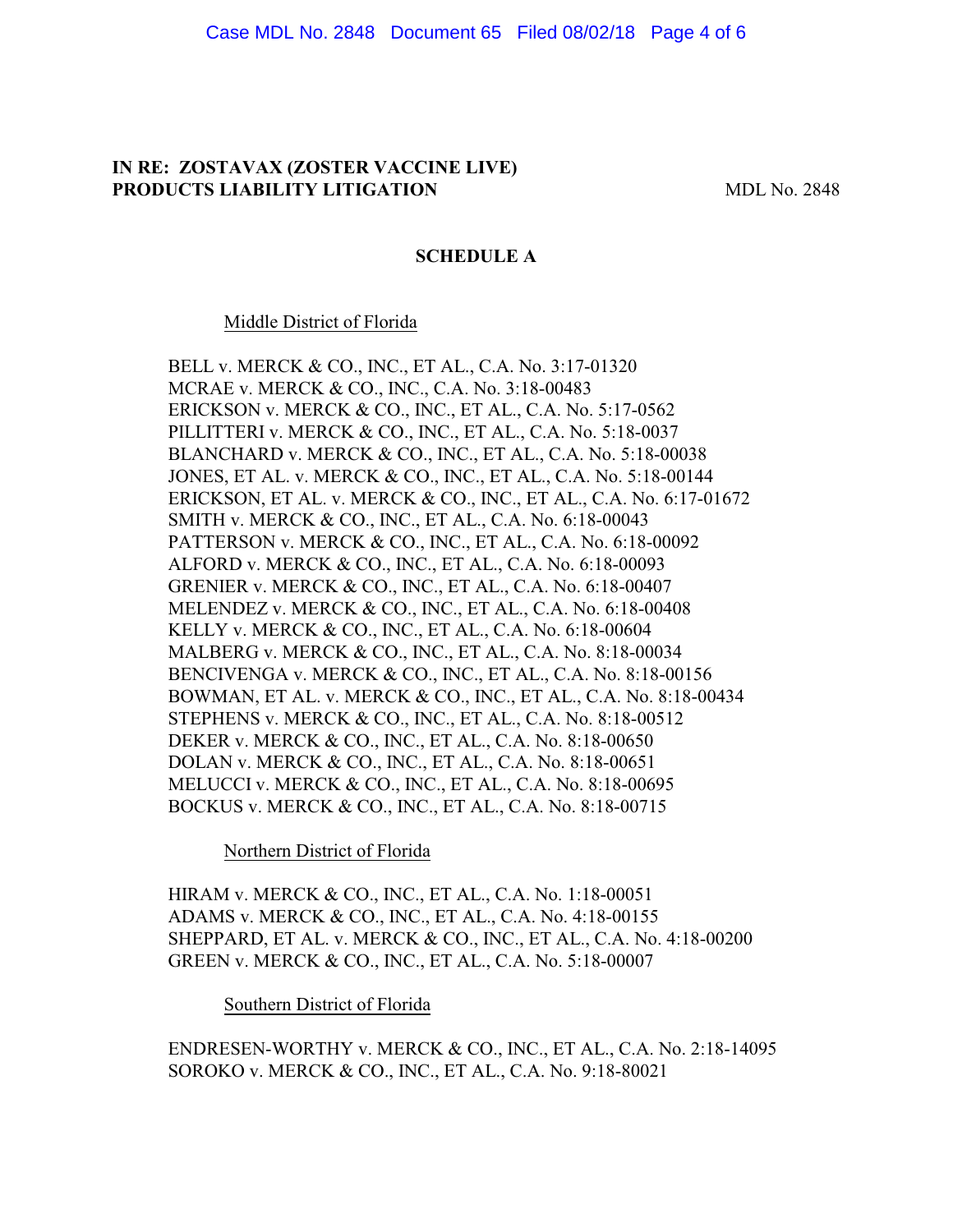**IN RE: ZOSTAVAX (ZOSTER VACCINE LIVE) PRODUCTS LIABILITY LITIGATION** MDL No. 2848

**SCHEDULE A**

Middle District of Florida

BELL v. MERCK & CO., INC., ET AL., C.A. No. 3:17-01320
MCRAE v. MERCK & CO., INC., C.A. No. 3:18-00483
ERICKSON v. MERCK & CO., INC., ET AL., C.A. No. 5:17-0562
PILLITTERI v. MERCK & CO., INC., ET AL., C.A. No. 5:18-0037
BLANCHARD v. MERCK & CO., INC., ET AL., C.A. No. 5:18-00038
JONES, ET AL. v. MERCK & CO., INC., ET AL., C.A. No. 5:18-00144
ERICKSON, ET AL. v. MERCK & CO., INC., ET AL., C.A. No. 6:17-01672
SMITH v. MERCK & CO., INC., ET AL., C.A. No. 6:18-00043
PATTERSON v. MERCK & CO., INC., ET AL., C.A. No. 6:18-00092
ALFORD v. MERCK & CO., INC., ET AL., C.A. No. 6:18-00093
GRENIER v. MERCK & CO., INC., ET AL., C.A. No. 6:18-00407
MELENDEZ v. MERCK & CO., INC., ET AL., C.A. No. 6:18-00408
KELLY v. MERCK & CO., INC., ET AL., C.A. No. 6:18-00604
MALBERG v. MERCK & CO., INC., ET AL., C.A. No. 8:18-00034
BENCIVENGA v. MERCK & CO., INC., ET AL., C.A. No. 8:18-00156
BOWMAN, ET AL. v. MERCK & CO., INC., ET AL., C.A. No. 8:18-00434
STEPHENS v. MERCK & CO., INC., ET AL., C.A. No. 8:18-00512
DEKER v. MERCK & CO., INC., ET AL., C.A. No. 8:18-00650
DOLAN v. MERCK & CO., INC., ET AL., C.A. No. 8:18-00651
MELUCCI v. MERCK & CO., INC., ET AL., C.A. No. 8:18-00695
BOCKUS v. MERCK & CO., INC., ET AL., C.A. No. 8:18-00715

Northern District of Florida

HIRAM v. MERCK & CO., INC., ET AL., C.A. No. 1:18-00051
ADAMS v. MERCK & CO., INC., ET AL., C.A. No. 4:18-00155
SHEPPARD, ET AL. v. MERCK & CO., INC., ET AL., C.A. No. 4:18-00200
GREEN v. MERCK & CO., INC., ET AL., C.A. No. 5:18-00007

Southern District of Florida

ENDRESEN-WORTHY v. MERCK & CO., INC., ET AL., C.A. No. 2:18-14095
SOROKO v. MERCK & CO., INC., ET AL., C.A. No. 9:18-80021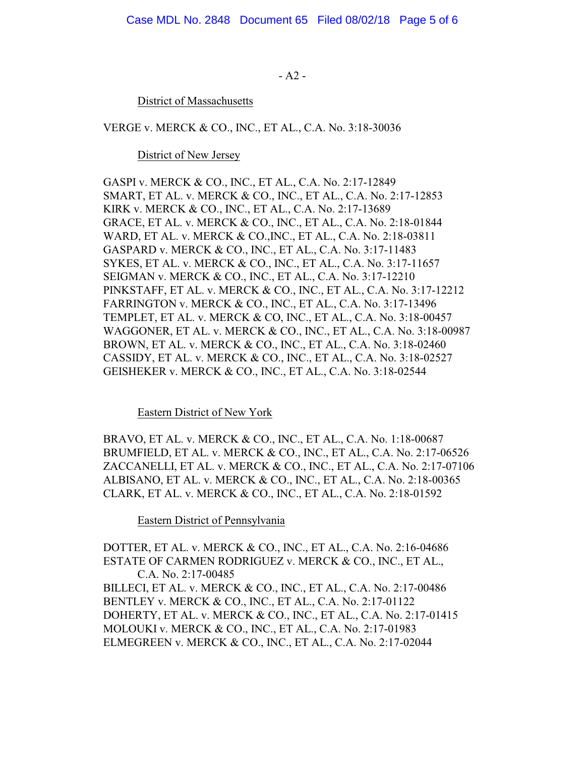- A2 -

District of Massachusetts

VERGE v. MERCK & CO., INC., ET AL., C.A. No. 3:18-30036

District of New Jersey

GASPI v. MERCK & CO., INC., ET AL., C.A. No. 2:17-12849
SMART, ET AL. v. MERCK & CO., INC., ET AL., C.A. No. 2:17-12853
KIRK v. MERCK & CO., INC., ET AL., C.A. No. 2:17-13689
GRACE, ET AL. v. MERCK & CO., INC., ET AL., C.A. No. 2:18-01844
WARD, ET AL. v. MERCK & CO.,INC., ET AL., C.A. No. 2:18-03811
GASPARD v. MERCK & CO., INC., ET AL., C.A. No. 3:17-11483
SYKES, ET AL. v. MERCK & CO., INC., ET AL., C.A. No. 3:17-11657
SEIGMAN v. MERCK & CO., INC., ET AL., C.A. No. 3:17-12210
PINKSTAFF, ET AL. v. MERCK & CO., INC., ET AL., C.A. No. 3:17-12212
FARRINGTON v. MERCK & CO., INC., ET AL., C.A. No. 3:17-13496
TEMPLET, ET AL. v. MERCK & CO, INC., ET AL., C.A. No. 3:18-00457
WAGGONER, ET AL. v. MERCK & CO., INC., ET AL., C.A. No. 3:18-00987
BROWN, ET AL. v. MERCK & CO., INC., ET AL., C.A. No. 3:18-02460
CASSIDY, ET AL. v. MERCK & CO., INC., ET AL., C.A. No. 3:18-02527
GEISHEKER v. MERCK & CO., INC., ET AL., C.A. No. 3:18-02544

Eastern District of New York

BRAVO, ET AL. v. MERCK & CO., INC., ET AL., C.A. No. 1:18-00687
BRUMFIELD, ET AL. v. MERCK & CO., INC., ET AL., C.A. No. 2:17-06526
ZACCANELLI, ET AL. v. MERCK & CO., INC., ET AL., C.A. No. 2:17-07106
ALBISANO, ET AL. v. MERCK & CO., INC., ET AL., C.A. No. 2:18-00365
CLARK, ET AL. v. MERCK & CO., INC., ET AL., C.A. No. 2:18-01592

Eastern District of Pennsylvania

DOTTER, ET AL. v. MERCK & CO., INC., ET AL., C.A. No. 2:16-04686
ESTATE OF CARMEN RODRIGUEZ v. MERCK & CO., INC., ET AL., C.A. No. 2:17-00485
BILLECI, ET AL. v. MERCK & CO., INC., ET AL., C.A. No. 2:17-00486
BENTLEY v. MERCK & CO., INC., ET AL., C.A. No. 2:17-01122
DOHERTY, ET AL. v. MERCK & CO., INC., ET AL., C.A. No. 2:17-01415
MOLOUKI v. MERCK & CO., INC., ET AL., C.A. No. 2:17-01983
ELMEGREEN v. MERCK & CO., INC., ET AL., C.A. No. 2:17-02044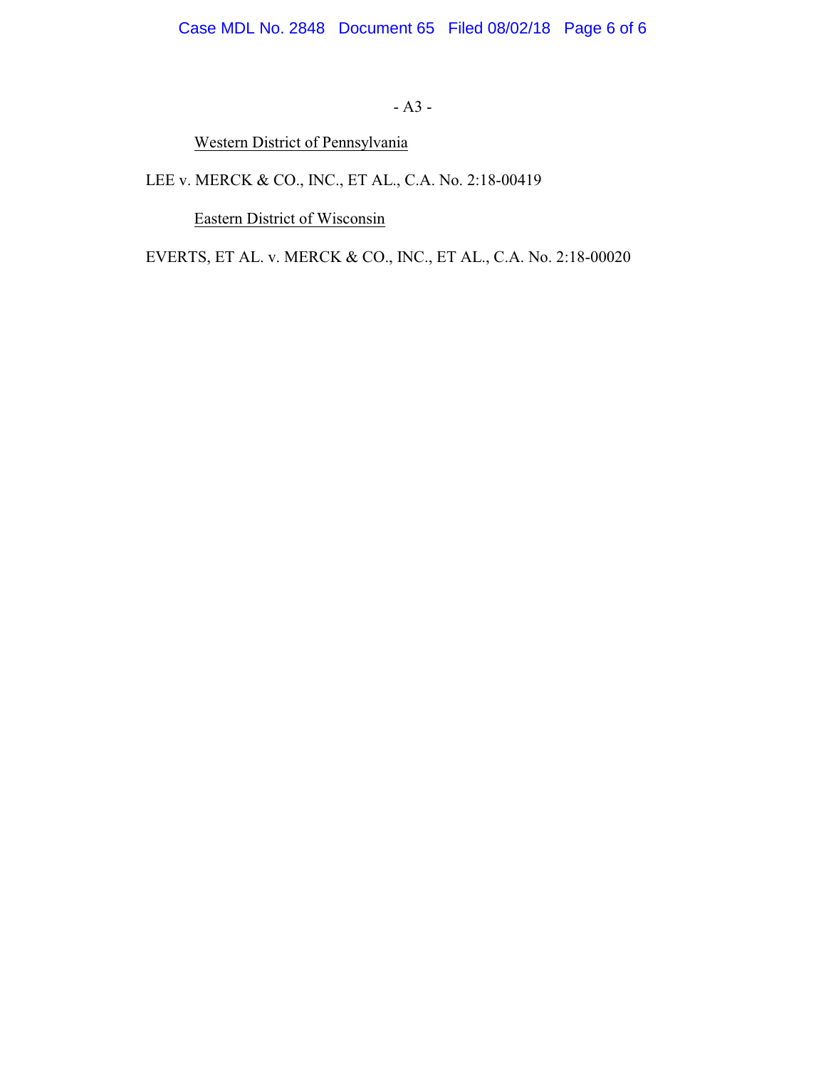- A3 -

<u>Western District of Pennsylvania</u>

LEE v. MERCK & CO., INC., ET AL., C.A. No. 2:18-00419

<u>Eastern District of Wisconsin</u>

EVERTS, ET AL. v. MERCK & CO., INC., ET AL., C.A. No. 2:18-00020